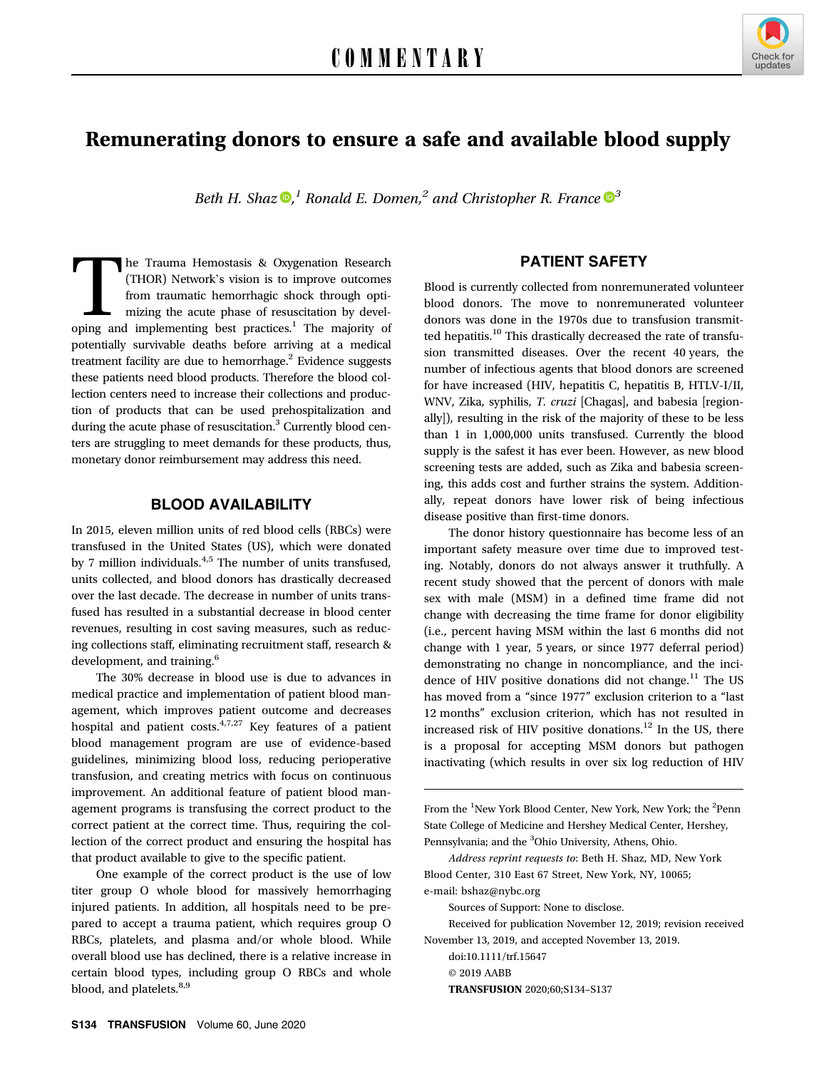COMMENTARY

# Remunerating donors to ensure a safe and available blood supply

*Beth H. Shaz,[1] Ronald E. Domen,[2] and Christopher R. France[3]*

The Trauma Hemostasis & Oxygenation Research (THOR) Network's vision is to improve outcomes from traumatic hemorrhagic shock through optimizing the acute phase of resuscitation by developing and implementing best practices.[1] The majority of potentially survivable deaths before arriving at a medical treatment facility are due to hemorrhage.[2] Evidence suggests these patients need blood products. Therefore the blood collection centers need to increase their collections and production of products that can be used prehospitalization and during the acute phase of resuscitation.[3] Currently blood centers are struggling to meet demands for these products, thus, monetary donor reimbursement may address this need.

## BLOOD AVAILABILITY

In 2015, eleven million units of red blood cells (RBCs) were transfused in the United States (US), which were donated by 7 million individuals.[4,5] The number of units transfused, units collected, and blood donors has drastically decreased over the last decade. The decrease in number of units transfused has resulted in a substantial decrease in blood center revenues, resulting in cost saving measures, such as reducing collections staff, eliminating recruitment staff, research & development, and training.[6]

The 30% decrease in blood use is due to advances in medical practice and implementation of patient blood management, which improves patient outcome and decreases hospital and patient costs.[4,7,27] Key features of a patient blood management program are use of evidence-based guidelines, minimizing blood loss, reducing perioperative transfusion, and creating metrics with focus on continuous improvement. An additional feature of patient blood management programs is transfusing the correct product to the correct patient at the correct time. Thus, requiring the collection of the correct product and ensuring the hospital has that product available to give to the specific patient.

One example of the correct product is the use of low titer group O whole blood for massively hemorrhaging injured patients. In addition, all hospitals need to be prepared to accept a trauma patient, which requires group O RBCs, platelets, and plasma and/or whole blood. While overall blood use has declined, there is a relative increase in certain blood types, including group O RBCs and whole blood, and platelets.[8,9]

## PATIENT SAFETY

Blood is currently collected from nonremunerated volunteer blood donors. The move to nonremunerated volunteer donors was done in the 1970s due to transfusion transmitted hepatitis.[10] This drastically decreased the rate of transfusion transmitted diseases. Over the recent 40 years, the number of infectious agents that blood donors are screened for have increased (HIV, hepatitis C, hepatitis B, HTLV-I/II, WNV, Zika, syphilis, *T. cruzi* [Chagas], and babesia [regionally]), resulting in the risk of the majority of these to be less than 1 in 1,000,000 units transfused. Currently the blood supply is the safest it has ever been. However, as new blood screening tests are added, such as Zika and babesia screening, this adds cost and further strains the system. Additionally, repeat donors have lower risk of being infectious disease positive than first-time donors.

The donor history questionnaire has become less of an important safety measure over time due to improved testing. Notably, donors do not always answer it truthfully. A recent study showed that the percent of donors with male sex with male (MSM) in a defined time frame did not change with decreasing the time frame for donor eligibility (i.e., percent having MSM within the last 6 months did not change with 1 year, 5 years, or since 1977 deferral period) demonstrating no change in noncompliance, and the incidence of HIV positive donations did not change.[11] The US has moved from a "since 1977" exclusion criterion to a "last 12 months" exclusion criterion, which has not resulted in increased risk of HIV positive donations.[12] In the US, there is a proposal for accepting MSM donors but pathogen inactivating (which results in over six log reduction of HIV

From the [1]New York Blood Center, New York, New York; the [2]Penn State College of Medicine and Hershey Medical Center, Hershey, Pennsylvania; and the [3]Ohio University, Athens, Ohio.

*Address reprint requests to*: Beth H. Shaz, MD, New York Blood Center, 310 East 67 Street, New York, NY, 10065; e-mail: bshaz@nybc.org

Sources of Support: None to disclose.

Received for publication November 12, 2019; revision received November 13, 2019, and accepted November 13, 2019.

doi:10.1111/trf.15647

© 2019 AABB

**TRANSFUSION** 2020;60;S134–S137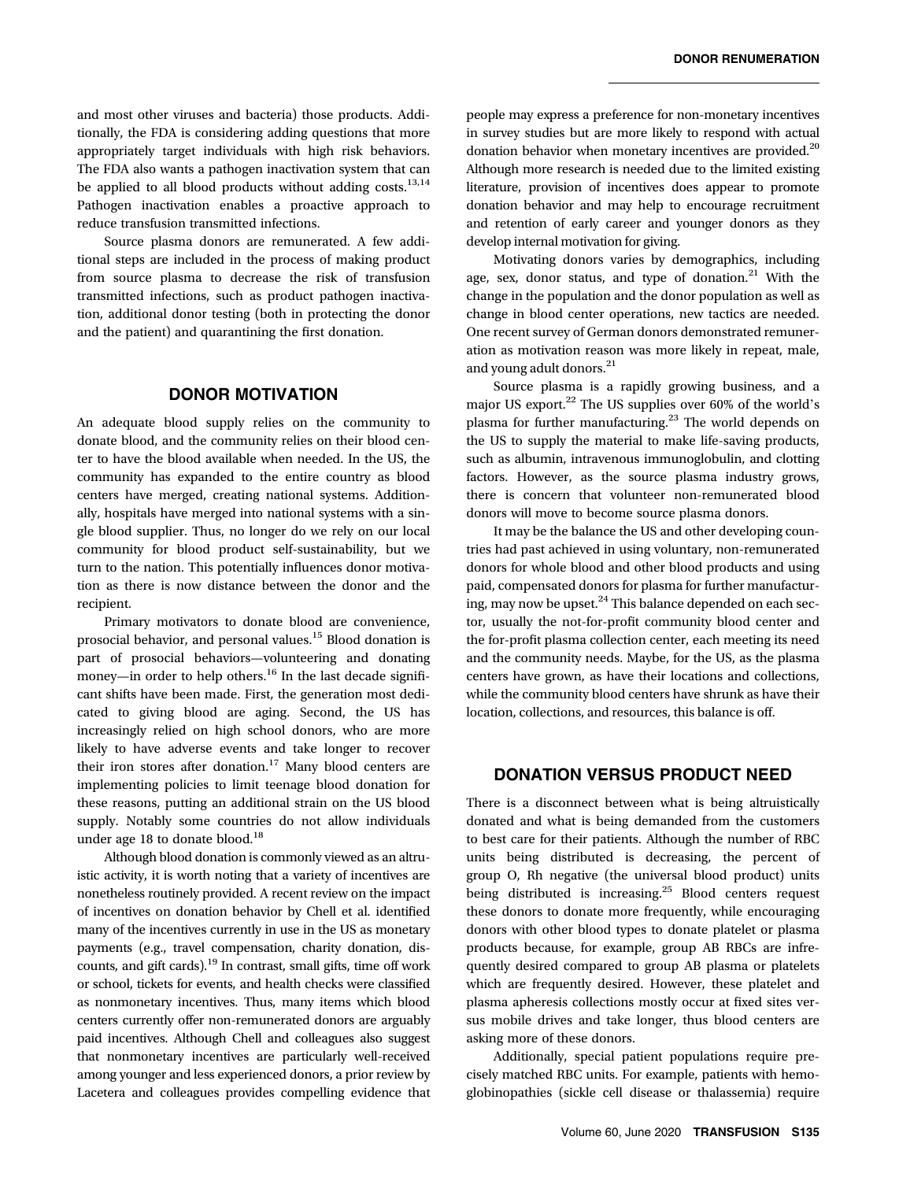and most other viruses and bacteria) those products. Additionally, the FDA is considering adding questions that more appropriately target individuals with high risk behaviors. The FDA also wants a pathogen inactivation system that can be applied to all blood products without adding costs.[13,14] Pathogen inactivation enables a proactive approach to reduce transfusion transmitted infections.

Source plasma donors are remunerated. A few additional steps are included in the process of making product from source plasma to decrease the risk of transfusion transmitted infections, such as product pathogen inactivation, additional donor testing (both in protecting the donor and the patient) and quarantining the first donation.

## DONOR MOTIVATION

An adequate blood supply relies on the community to donate blood, and the community relies on their blood center to have the blood available when needed. In the US, the community has expanded to the entire country as blood centers have merged, creating national systems. Additionally, hospitals have merged into national systems with a single blood supplier. Thus, no longer do we rely on our local community for blood product self-sustainability, but we turn to the nation. This potentially influences donor motivation as there is now distance between the donor and the recipient.

Primary motivators to donate blood are convenience, prosocial behavior, and personal values.[15] Blood donation is part of prosocial behaviors—volunteering and donating money—in order to help others.[16] In the last decade significant shifts have been made. First, the generation most dedicated to giving blood are aging. Second, the US has increasingly relied on high school donors, who are more likely to have adverse events and take longer to recover their iron stores after donation.[17] Many blood centers are implementing policies to limit teenage blood donation for these reasons, putting an additional strain on the US blood supply. Notably some countries do not allow individuals under age 18 to donate blood.[18]

Although blood donation is commonly viewed as an altruistic activity, it is worth noting that a variety of incentives are nonetheless routinely provided. A recent review on the impact of incentives on donation behavior by Chell et al. identified many of the incentives currently in use in the US as monetary payments (e.g., travel compensation, charity donation, discounts, and gift cards).[19] In contrast, small gifts, time off work or school, tickets for events, and health checks were classified as nonmonetary incentives. Thus, many items which blood centers currently offer non-remunerated donors are arguably paid incentives. Although Chell and colleagues also suggest that nonmonetary incentives are particularly well-received among younger and less experienced donors, a prior review by Lacetera and colleagues provides compelling evidence that people may express a preference for non-monetary incentives in survey studies but are more likely to respond with actual donation behavior when monetary incentives are provided.[20] Although more research is needed due to the limited existing literature, provision of incentives does appear to promote donation behavior and may help to encourage recruitment and retention of early career and younger donors as they develop internal motivation for giving.

Motivating donors varies by demographics, including age, sex, donor status, and type of donation.[21] With the change in the population and the donor population as well as change in blood center operations, new tactics are needed. One recent survey of German donors demonstrated remuneration as motivation reason was more likely in repeat, male, and young adult donors.[21]

Source plasma is a rapidly growing business, and a major US export.[22] The US supplies over 60% of the world's plasma for further manufacturing.[23] The world depends on the US to supply the material to make life-saving products, such as albumin, intravenous immunoglobulin, and clotting factors. However, as the source plasma industry grows, there is concern that volunteer non-remunerated blood donors will move to become source plasma donors.

It may be the balance the US and other developing countries had past achieved in using voluntary, non-remunerated donors for whole blood and other blood products and using paid, compensated donors for plasma for further manufacturing, may now be upset.[24] This balance depended on each sector, usually the not-for-profit community blood center and the for-profit plasma collection center, each meeting its need and the community needs. Maybe, for the US, as the plasma centers have grown, as have their locations and collections, while the community blood centers have shrunk as have their location, collections, and resources, this balance is off.

## DONATION VERSUS PRODUCT NEED

There is a disconnect between what is being altruistically donated and what is being demanded from the customers to best care for their patients. Although the number of RBC units being distributed is decreasing, the percent of group O, Rh negative (the universal blood product) units being distributed is increasing.[25] Blood centers request these donors to donate more frequently, while encouraging donors with other blood types to donate platelet or plasma products because, for example, group AB RBCs are infrequently desired compared to group AB plasma or platelets which are frequently desired. However, these platelet and plasma apheresis collections mostly occur at fixed sites versus mobile drives and take longer, thus blood centers are asking more of these donors.

Additionally, special patient populations require precisely matched RBC units. For example, patients with hemoglobinopathies (sickle cell disease or thalassemia) require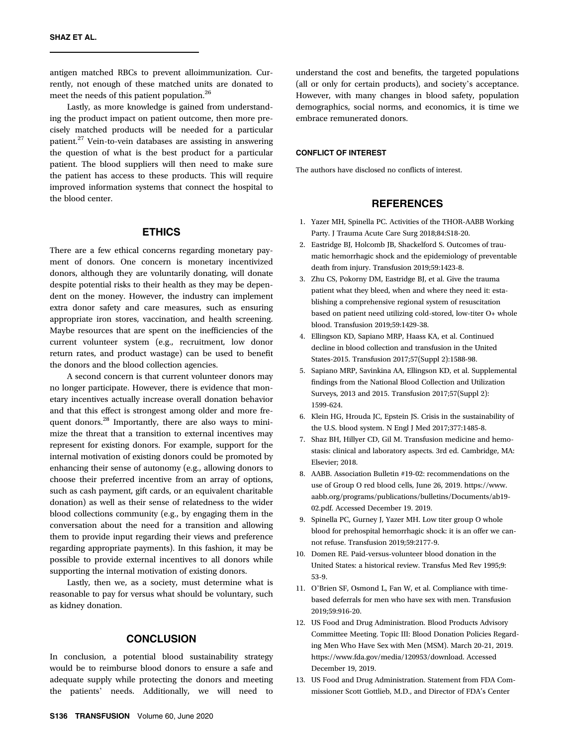antigen matched RBCs to prevent alloimmunization. Currently, not enough of these matched units are donated to meet the needs of this patient population.[26]

Lastly, as more knowledge is gained from understanding the product impact on patient outcome, then more precisely matched products will be needed for a particular patient.[27] Vein-to-vein databases are assisting in answering the question of what is the best product for a particular patient. The blood suppliers will then need to make sure the patient has access to these products. This will require improved information systems that connect the hospital to the blood center.

## ETHICS

There are a few ethical concerns regarding monetary payment of donors. One concern is monetary incentivized donors, although they are voluntarily donating, will donate despite potential risks to their health as they may be dependent on the money. However, the industry can implement extra donor safety and care measures, such as ensuring appropriate iron stores, vaccination, and health screening. Maybe resources that are spent on the inefficiencies of the current volunteer system (e.g., recruitment, low donor return rates, and product wastage) can be used to benefit the donors and the blood collection agencies.

A second concern is that current volunteer donors may no longer participate. However, there is evidence that monetary incentives actually increase overall donation behavior and that this effect is strongest among older and more frequent donors.[28] Importantly, there are also ways to minimize the threat that a transition to external incentives may represent for existing donors. For example, support for the internal motivation of existing donors could be promoted by enhancing their sense of autonomy (e.g., allowing donors to choose their preferred incentive from an array of options, such as cash payment, gift cards, or an equivalent charitable donation) as well as their sense of relatedness to the wider blood collections community (e.g., by engaging them in the conversation about the need for a transition and allowing them to provide input regarding their views and preference regarding appropriate payments). In this fashion, it may be possible to provide external incentives to all donors while supporting the internal motivation of existing donors.

Lastly, then we, as a society, must determine what is reasonable to pay for versus what should be voluntary, such as kidney donation.

## CONCLUSION

In conclusion, a potential blood sustainability strategy would be to reimburse blood donors to ensure a safe and adequate supply while protecting the donors and meeting the patients' needs. Additionally, we will need to understand the cost and benefits, the targeted populations (all or only for certain products), and society's acceptance. However, with many changes in blood safety, population demographics, social norms, and economics, it is time we embrace remunerated donors.

### CONFLICT OF INTEREST

The authors have disclosed no conflicts of interest.

## REFERENCES

1. Yazer MH, Spinella PC. Activities of the THOR-AABB Working Party. J Trauma Acute Care Surg 2018;84:S18-20.
2. Eastridge BJ, Holcomb JB, Shackelford S. Outcomes of traumatic hemorrhagic shock and the epidemiology of preventable death from injury. Transfusion 2019;59:1423-8.
3. Zhu CS, Pokorny DM, Eastridge BJ, et al. Give the trauma patient what they bleed, when and where they need it: establishing a comprehensive regional system of resuscitation based on patient need utilizing cold-stored, low-titer O+ whole blood. Transfusion 2019;59:1429-38.
4. Ellingson KD, Sapiano MRP, Haass KA, et al. Continued decline in blood collection and transfusion in the United States-2015. Transfusion 2017;57(Suppl 2):1588-98.
5. Sapiano MRP, Savinkina AA, Ellingson KD, et al. Supplemental findings from the National Blood Collection and Utilization Surveys, 2013 and 2015. Transfusion 2017;57(Suppl 2): 1599-624.
6. Klein HG, Hrouda JC, Epstein JS. Crisis in the sustainability of the U.S. blood system. N Engl J Med 2017;377:1485-8.
7. Shaz BH, Hillyer CD, Gil M. Transfusion medicine and hemostasis: clinical and laboratory aspects. 3rd ed. Cambridge, MA: Elsevier; 2018.
8. AABB. Association Bulletin #19-02: recommendations on the use of Group O red blood cells, June 26, 2019. https://www.aabb.org/programs/publications/bulletins/Documents/ab19-02.pdf. Accessed December 19. 2019.
9. Spinella PC, Gurney J, Yazer MH. Low titer group O whole blood for prehospital hemorrhagic shock: it is an offer we cannot refuse. Transfusion 2019;59:2177-9.
10. Domen RE. Paid-versus-volunteer blood donation in the United States: a historical review. Transfus Med Rev 1995;9: 53-9.
11. O'Brien SF, Osmond L, Fan W, et al. Compliance with time-based deferrals for men who have sex with men. Transfusion 2019;59:916-20.
12. US Food and Drug Administration. Blood Products Advisory Committee Meeting. Topic III: Blood Donation Policies Regarding Men Who Have Sex with Men (MSM). March 20-21, 2019. https://www.fda.gov/media/120953/download. Accessed December 19, 2019.
13. US Food and Drug Administration. Statement from FDA Commissioner Scott Gottlieb, M.D., and Director of FDA's Center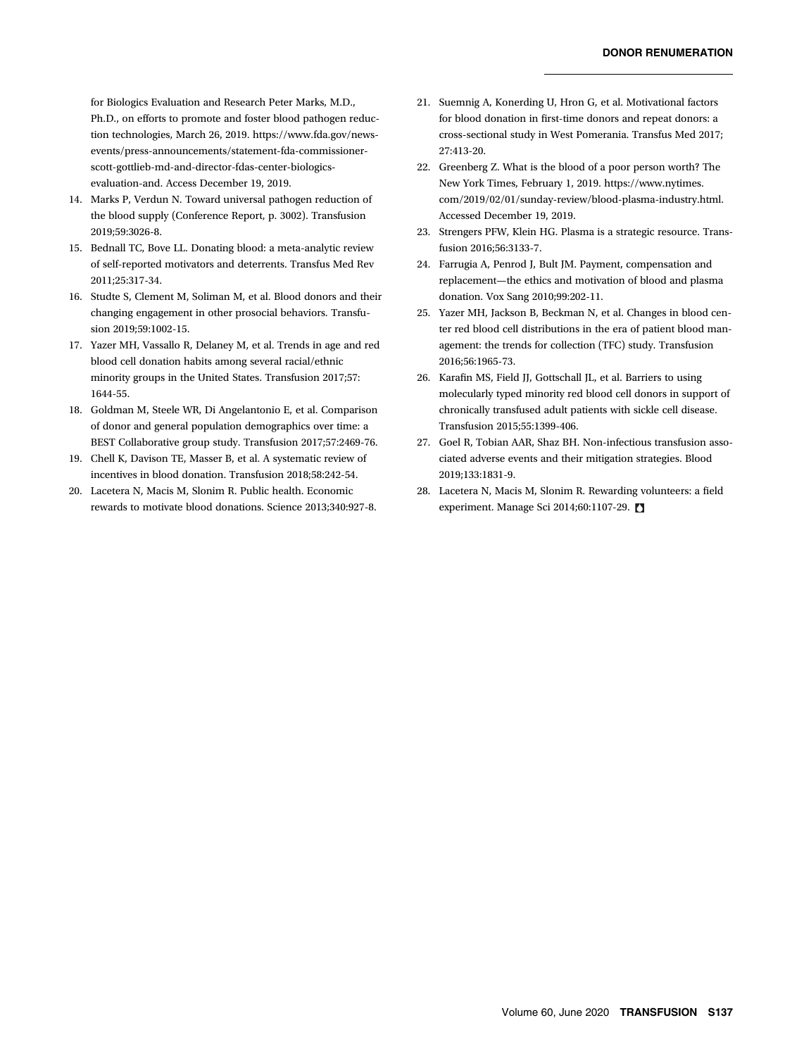for Biologics Evaluation and Research Peter Marks, M.D., Ph.D., on efforts to promote and foster blood pathogen reduction technologies, March 26, 2019. https://www.fda.gov/news-events/press-announcements/statement-fda-commissioner-scott-gottlieb-md-and-director-fdas-center-biologics-evaluation-and. Access December 19, 2019.

14. Marks P, Verdun N. Toward universal pathogen reduction of the blood supply (Conference Report, p. 3002). Transfusion 2019;59:3026-8.
15. Bednall TC, Bove LL. Donating blood: a meta-analytic review of self-reported motivators and deterrents. Transfus Med Rev 2011;25:317-34.
16. Studte S, Clement M, Soliman M, et al. Blood donors and their changing engagement in other prosocial behaviors. Transfusion 2019;59:1002-15.
17. Yazer MH, Vassallo R, Delaney M, et al. Trends in age and red blood cell donation habits among several racial/ethnic minority groups in the United States. Transfusion 2017;57: 1644-55.
18. Goldman M, Steele WR, Di Angelantonio E, et al. Comparison of donor and general population demographics over time: a BEST Collaborative group study. Transfusion 2017;57:2469-76.
19. Chell K, Davison TE, Masser B, et al. A systematic review of incentives in blood donation. Transfusion 2018;58:242-54.
20. Lacetera N, Macis M, Slonim R. Public health. Economic rewards to motivate blood donations. Science 2013;340:927-8.
21. Suemnig A, Konerding U, Hron G, et al. Motivational factors for blood donation in first-time donors and repeat donors: a cross-sectional study in West Pomerania. Transfus Med 2017; 27:413-20.
22. Greenberg Z. What is the blood of a poor person worth? The New York Times, February 1, 2019. https://www.nytimes.com/2019/02/01/sunday-review/blood-plasma-industry.html. Accessed December 19, 2019.
23. Strengers PFW, Klein HG. Plasma is a strategic resource. Transfusion 2016;56:3133-7.
24. Farrugia A, Penrod J, Bult JM. Payment, compensation and replacement—the ethics and motivation of blood and plasma donation. Vox Sang 2010;99:202-11.
25. Yazer MH, Jackson B, Beckman N, et al. Changes in blood center red blood cell distributions in the era of patient blood management: the trends for collection (TFC) study. Transfusion 2016;56:1965-73.
26. Karafin MS, Field JJ, Gottschall JL, et al. Barriers to using molecularly typed minority red blood cell donors in support of chronically transfused adult patients with sickle cell disease. Transfusion 2015;55:1399-406.
27. Goel R, Tobian AAR, Shaz BH. Non-infectious transfusion associated adverse events and their mitigation strategies. Blood 2019;133:1831-9.
28. Lacetera N, Macis M, Slonim R. Rewarding volunteers: a field experiment. Manage Sci 2014;60:1107-29.